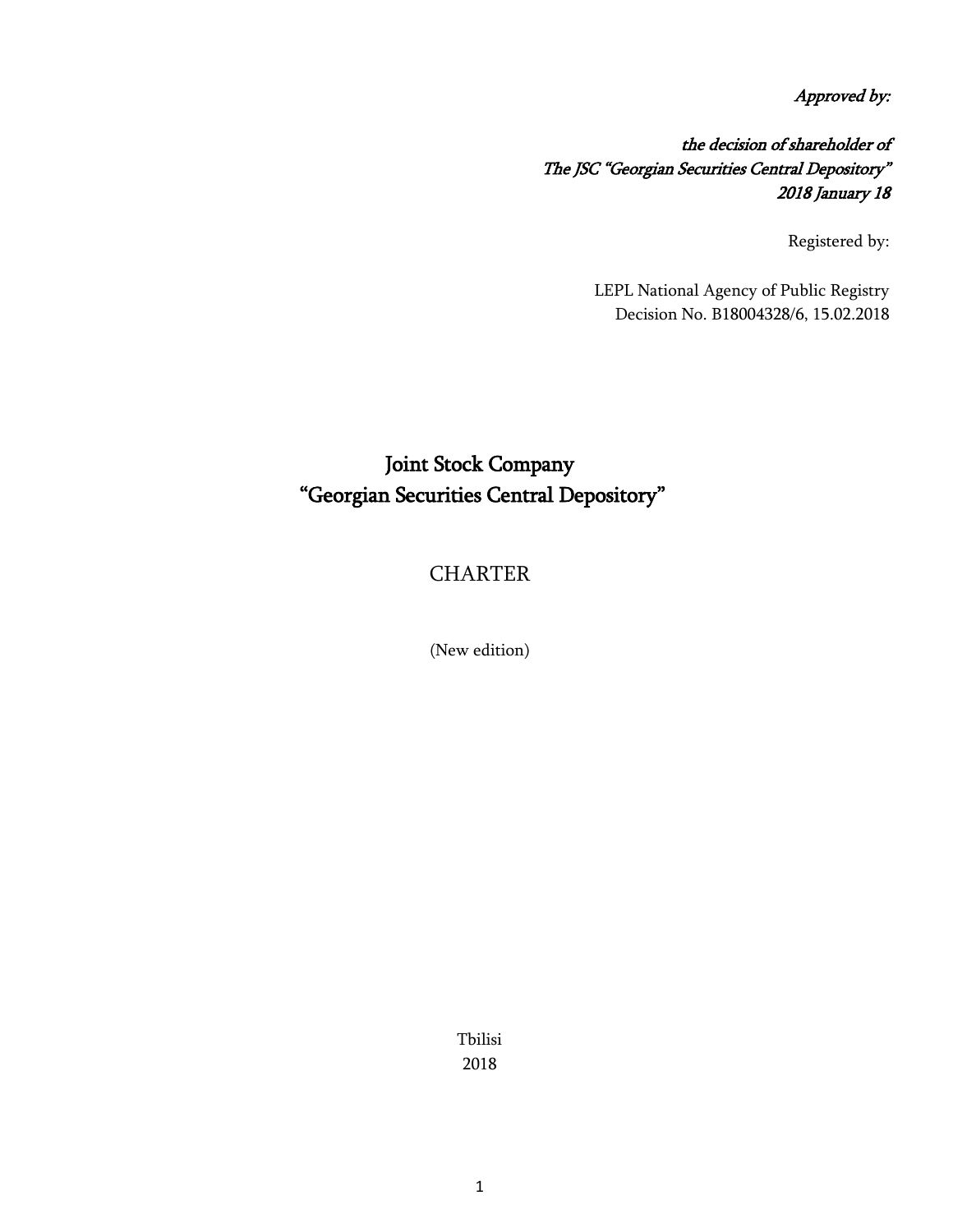*Approved by:*

*the decision of shareholder of*
*The JSC "Georgian Securities Central Depository"*
*2018 January 18*

Registered by:

LEPL National Agency of Public Registry
Decision No. B18004328/6, 15.02.2018

# Joint Stock Company "Georgian Securities Central Depository"

## CHARTER

(New edition)

Tbilisi
2018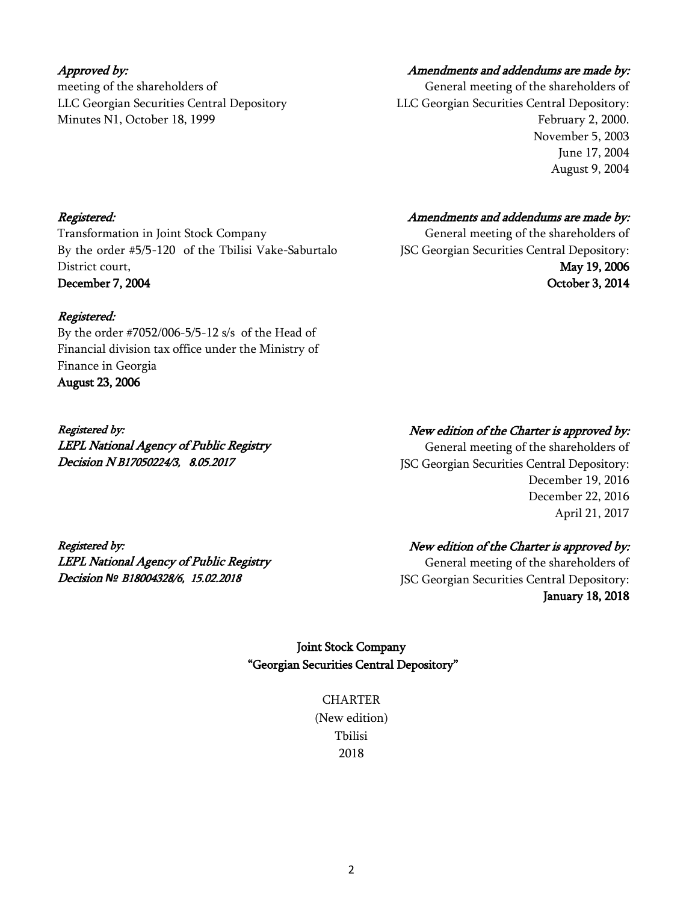*Approved by:*
meeting of the shareholders of
LLC Georgian Securities Central Depository
Minutes N1, October 18, 1999

*Amendments and addendums are made by:*
General meeting of the shareholders of
LLC Georgian Securities Central Depository:
February 2, 2000.
November 5, 2003
June 17, 2004
August 9, 2004

*Registered:*
Transformation in Joint Stock Company
By the order #5/5-120 of the Tbilisi Vake-Saburtalo District court,
**December 7, 2004**

*Amendments and addendums are made by:*
General meeting of the shareholders of
JSC Georgian Securities Central Depository:
**May 19, 2006**
**October 3, 2014**

*Registered:*
By the order #7052/006-5/5-12 s/s of the Head of Financial division tax office under the Ministry of Finance in Georgia
**August 23, 2006**

*Registered by:*
***LEPL National Agency of Public Registry***
***Decision N B17050224/3, 8.05.2017***

*New edition of the Charter is approved by:*
General meeting of the shareholders of
JSC Georgian Securities Central Depository:
December 19, 2016
December 22, 2016
April 21, 2017

*Registered by:*
***LEPL National Agency of Public Registry***
***Decision № B18004328/6, 15.02.2018***

*New edition of the Charter is approved by:*
General meeting of the shareholders of
JSC Georgian Securities Central Depository:
**January 18, 2018**

**Joint Stock Company**
**"Georgian Securities Central Depository"**

CHARTER
(New edition)
Tbilisi
2018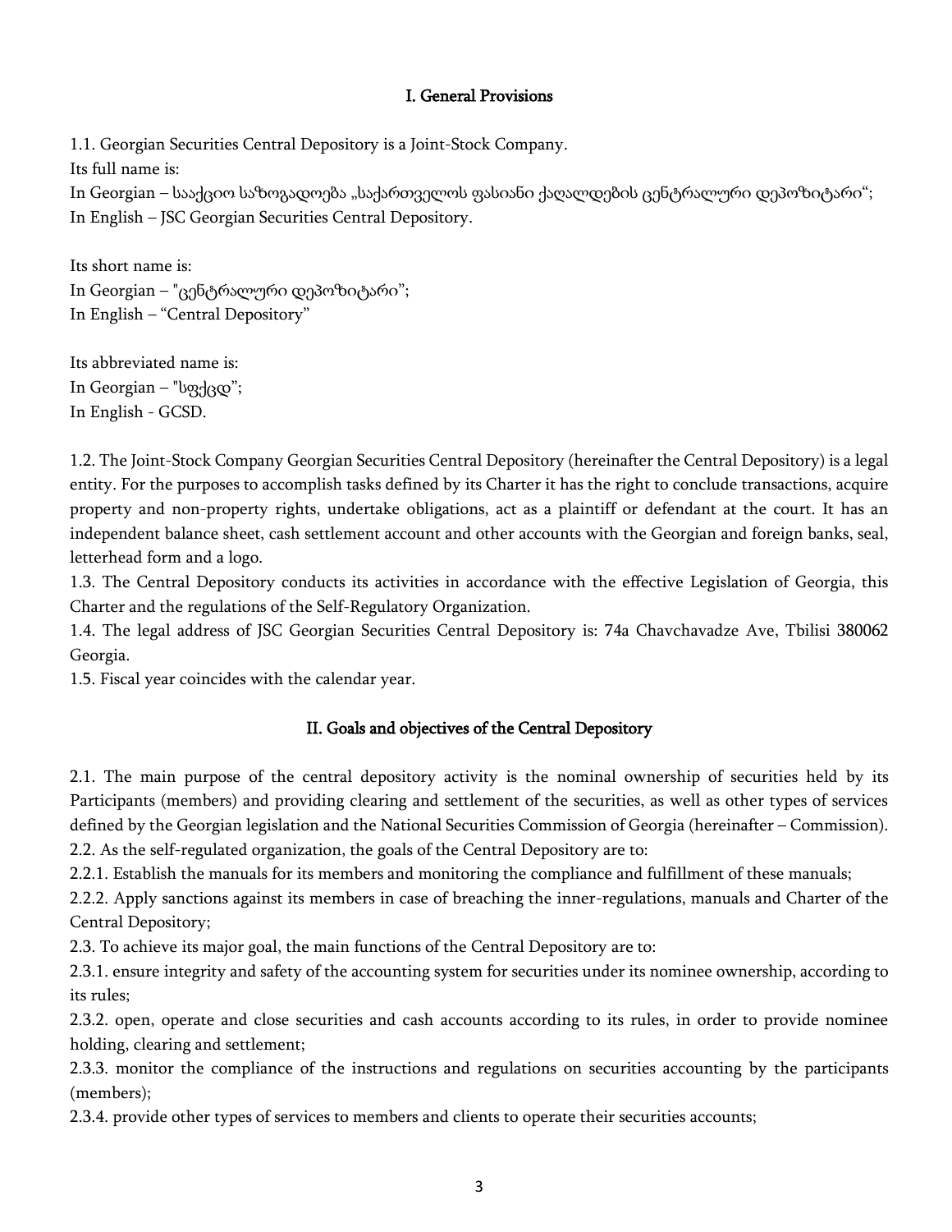## I. General Provisions

1.1. Georgian Securities Central Depository is a Joint-Stock Company.
Its full name is:
In Georgian – სააქციო საზოგადოება „საქართველოს ფასიანი ქაღალდების ცენტრალური დეპოზიტარი";
In English – JSC Georgian Securities Central Depository.

Its short name is:
In Georgian – "ცენტრალური დეპოზიტარი";
In English – "Central Depository"

Its abbreviated name is:
In Georgian – "სფქცდ";
In English - GCSD.

1.2. The Joint-Stock Company Georgian Securities Central Depository (hereinafter the Central Depository) is a legal entity. For the purposes to accomplish tasks defined by its Charter it has the right to conclude transactions, acquire property and non-property rights, undertake obligations, act as a plaintiff or defendant at the court. It has an independent balance sheet, cash settlement account and other accounts with the Georgian and foreign banks, seal, letterhead form and a logo.
1.3. The Central Depository conducts its activities in accordance with the effective Legislation of Georgia, this Charter and the regulations of the Self-Regulatory Organization.
1.4. The legal address of JSC Georgian Securities Central Depository is: 74a Chavchavadze Ave, Tbilisi 380062 Georgia.
1.5. Fiscal year coincides with the calendar year.

## II. Goals and objectives of the Central Depository

2.1. The main purpose of the central depository activity is the nominal ownership of securities held by its Participants (members) and providing clearing and settlement of the securities, as well as other types of services defined by the Georgian legislation and the National Securities Commission of Georgia (hereinafter – Commission).
2.2. As the self-regulated organization, the goals of the Central Depository are to:
2.2.1. Establish the manuals for its members and monitoring the compliance and fulfillment of these manuals;
2.2.2. Apply sanctions against its members in case of breaching the inner-regulations, manuals and Charter of the Central Depository;
2.3. To achieve its major goal, the main functions of the Central Depository are to:
2.3.1. ensure integrity and safety of the accounting system for securities under its nominee ownership, according to its rules;
2.3.2. open, operate and close securities and cash accounts according to its rules, in order to provide nominee holding, clearing and settlement;
2.3.3. monitor the compliance of the instructions and regulations on securities accounting by the participants (members);
2.3.4. provide other types of services to members and clients to operate their securities accounts;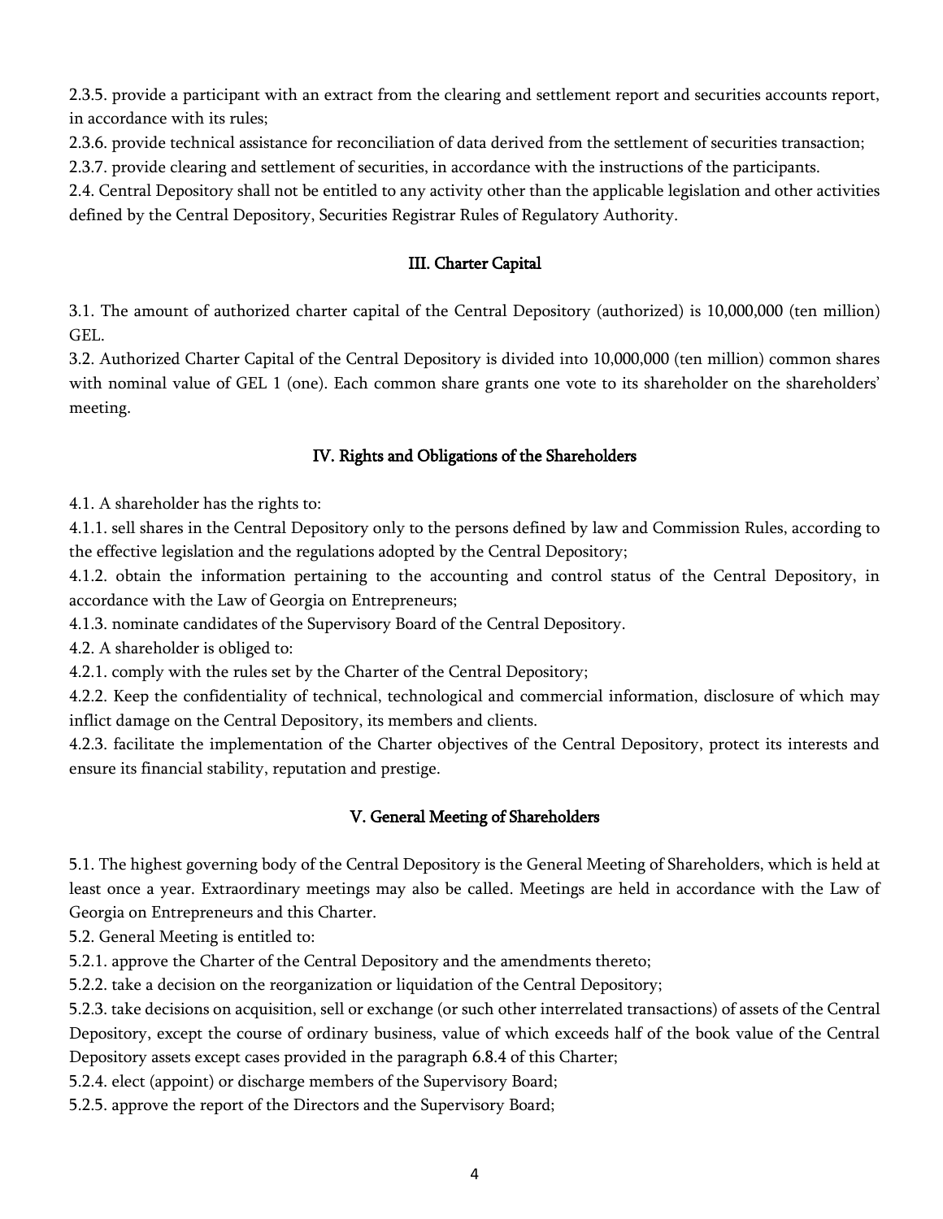2.3.5. provide a participant with an extract from the clearing and settlement report and securities accounts report, in accordance with its rules;

2.3.6. provide technical assistance for reconciliation of data derived from the settlement of securities transaction;

2.3.7. provide clearing and settlement of securities, in accordance with the instructions of the participants.

2.4. Central Depository shall not be entitled to any activity other than the applicable legislation and other activities defined by the Central Depository, Securities Registrar Rules of Regulatory Authority.

## III. Charter Capital

3.1. The amount of authorized charter capital of the Central Depository (authorized) is 10,000,000 (ten million) GEL.

3.2. Authorized Charter Capital of the Central Depository is divided into 10,000,000 (ten million) common shares with nominal value of GEL 1 (one). Each common share grants one vote to its shareholder on the shareholders' meeting.

## IV. Rights and Obligations of the Shareholders

4.1. A shareholder has the rights to:

4.1.1. sell shares in the Central Depository only to the persons defined by law and Commission Rules, according to the effective legislation and the regulations adopted by the Central Depository;

4.1.2. obtain the information pertaining to the accounting and control status of the Central Depository, in accordance with the Law of Georgia on Entrepreneurs;

4.1.3. nominate candidates of the Supervisory Board of the Central Depository.

4.2. A shareholder is obliged to:

4.2.1. comply with the rules set by the Charter of the Central Depository;

4.2.2. Keep the confidentiality of technical, technological and commercial information, disclosure of which may inflict damage on the Central Depository, its members and clients.

4.2.3. facilitate the implementation of the Charter objectives of the Central Depository, protect its interests and ensure its financial stability, reputation and prestige.

## V. General Meeting of Shareholders

5.1. The highest governing body of the Central Depository is the General Meeting of Shareholders, which is held at least once a year. Extraordinary meetings may also be called. Meetings are held in accordance with the Law of Georgia on Entrepreneurs and this Charter.

5.2. General Meeting is entitled to:

5.2.1. approve the Charter of the Central Depository and the amendments thereto;

5.2.2. take a decision on the reorganization or liquidation of the Central Depository;

5.2.3. take decisions on acquisition, sell or exchange (or such other interrelated transactions) of assets of the Central Depository, except the course of ordinary business, value of which exceeds half of the book value of the Central Depository assets except cases provided in the paragraph 6.8.4 of this Charter;

5.2.4. elect (appoint) or discharge members of the Supervisory Board;

5.2.5. approve the report of the Directors and the Supervisory Board;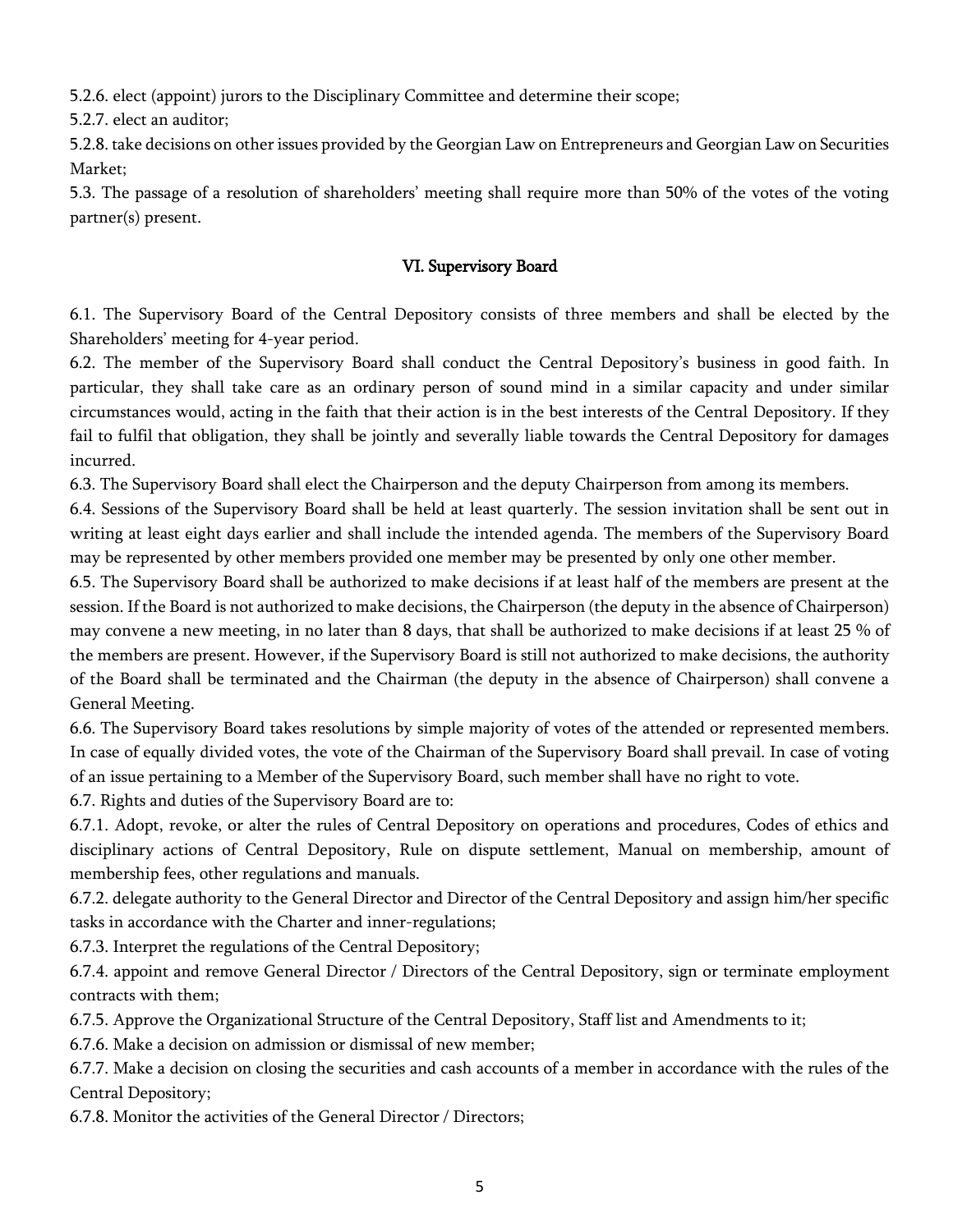5.2.6. elect (appoint) jurors to the Disciplinary Committee and determine their scope;

5.2.7. elect an auditor;

5.2.8. take decisions on other issues provided by the Georgian Law on Entrepreneurs and Georgian Law on Securities Market;

5.3. The passage of a resolution of shareholders' meeting shall require more than 50% of the votes of the voting partner(s) present.

## VI. Supervisory Board

6.1. The Supervisory Board of the Central Depository consists of three members and shall be elected by the Shareholders' meeting for 4-year period.

6.2. The member of the Supervisory Board shall conduct the Central Depository's business in good faith. In particular, they shall take care as an ordinary person of sound mind in a similar capacity and under similar circumstances would, acting in the faith that their action is in the best interests of the Central Depository. If they fail to fulfil that obligation, they shall be jointly and severally liable towards the Central Depository for damages incurred.

6.3. The Supervisory Board shall elect the Chairperson and the deputy Chairperson from among its members.

6.4. Sessions of the Supervisory Board shall be held at least quarterly. The session invitation shall be sent out in writing at least eight days earlier and shall include the intended agenda. The members of the Supervisory Board may be represented by other members provided one member may be presented by only one other member.

6.5. The Supervisory Board shall be authorized to make decisions if at least half of the members are present at the session. If the Board is not authorized to make decisions, the Chairperson (the deputy in the absence of Chairperson) may convene a new meeting, in no later than 8 days, that shall be authorized to make decisions if at least 25 % of the members are present. However, if the Supervisory Board is still not authorized to make decisions, the authority of the Board shall be terminated and the Chairman (the deputy in the absence of Chairperson) shall convene a General Meeting.

6.6. The Supervisory Board takes resolutions by simple majority of votes of the attended or represented members. In case of equally divided votes, the vote of the Chairman of the Supervisory Board shall prevail. In case of voting of an issue pertaining to a Member of the Supervisory Board, such member shall have no right to vote.

6.7. Rights and duties of the Supervisory Board are to:

6.7.1. Adopt, revoke, or alter the rules of Central Depository on operations and procedures, Codes of ethics and disciplinary actions of Central Depository, Rule on dispute settlement, Manual on membership, amount of membership fees, other regulations and manuals.

6.7.2. delegate authority to the General Director and Director of the Central Depository and assign him/her specific tasks in accordance with the Charter and inner-regulations;

6.7.3. Interpret the regulations of the Central Depository;

6.7.4. appoint and remove General Director / Directors of the Central Depository, sign or terminate employment contracts with them;

6.7.5. Approve the Organizational Structure of the Central Depository, Staff list and Amendments to it;

6.7.6. Make a decision on admission or dismissal of new member;

6.7.7. Make a decision on closing the securities and cash accounts of a member in accordance with the rules of the Central Depository;

6.7.8. Monitor the activities of the General Director / Directors;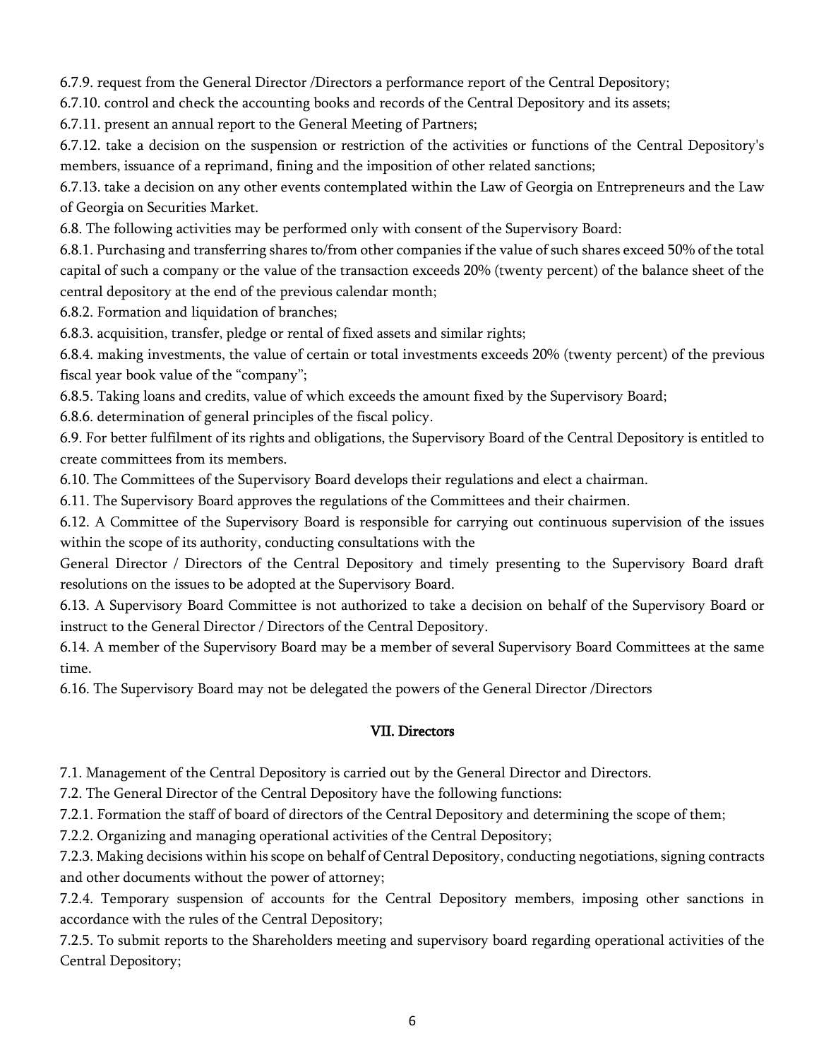6.7.9. request from the General Director /Directors a performance report of the Central Depository;

6.7.10. control and check the accounting books and records of the Central Depository and its assets;

6.7.11. present an annual report to the General Meeting of Partners;

6.7.12. take a decision on the suspension or restriction of the activities or functions of the Central Depository's members, issuance of a reprimand, fining and the imposition of other related sanctions;

6.7.13. take a decision on any other events contemplated within the Law of Georgia on Entrepreneurs and the Law of Georgia on Securities Market.

6.8. The following activities may be performed only with consent of the Supervisory Board:

6.8.1. Purchasing and transferring shares to/from other companies if the value of such shares exceed 50% of the total capital of such a company or the value of the transaction exceeds 20% (twenty percent) of the balance sheet of the central depository at the end of the previous calendar month;

6.8.2. Formation and liquidation of branches;

6.8.3. acquisition, transfer, pledge or rental of fixed assets and similar rights;

6.8.4. making investments, the value of certain or total investments exceeds 20% (twenty percent) of the previous fiscal year book value of the "company";

6.8.5. Taking loans and credits, value of which exceeds the amount fixed by the Supervisory Board;

6.8.6. determination of general principles of the fiscal policy.

6.9. For better fulfilment of its rights and obligations, the Supervisory Board of the Central Depository is entitled to create committees from its members.

6.10. The Committees of the Supervisory Board develops their regulations and elect a chairman.

6.11. The Supervisory Board approves the regulations of the Committees and their chairmen.

6.12. A Committee of the Supervisory Board is responsible for carrying out continuous supervision of the issues within the scope of its authority, conducting consultations with the General Director / Directors of the Central Depository and timely presenting to the Supervisory Board draft resolutions on the issues to be adopted at the Supervisory Board.

6.13. A Supervisory Board Committee is not authorized to take a decision on behalf of the Supervisory Board or instruct to the General Director / Directors of the Central Depository.

6.14. A member of the Supervisory Board may be a member of several Supervisory Board Committees at the same time.

6.16. The Supervisory Board may not be delegated the powers of the General Director /Directors

## VII. Directors

7.1. Management of the Central Depository is carried out by the General Director and Directors.

7.2. The General Director of the Central Depository have the following functions:

7.2.1. Formation the staff of board of directors of the Central Depository and determining the scope of them;

7.2.2. Organizing and managing operational activities of the Central Depository;

7.2.3. Making decisions within his scope on behalf of Central Depository, conducting negotiations, signing contracts and other documents without the power of attorney;

7.2.4. Temporary suspension of accounts for the Central Depository members, imposing other sanctions in accordance with the rules of the Central Depository;

7.2.5. To submit reports to the Shareholders meeting and supervisory board regarding operational activities of the Central Depository;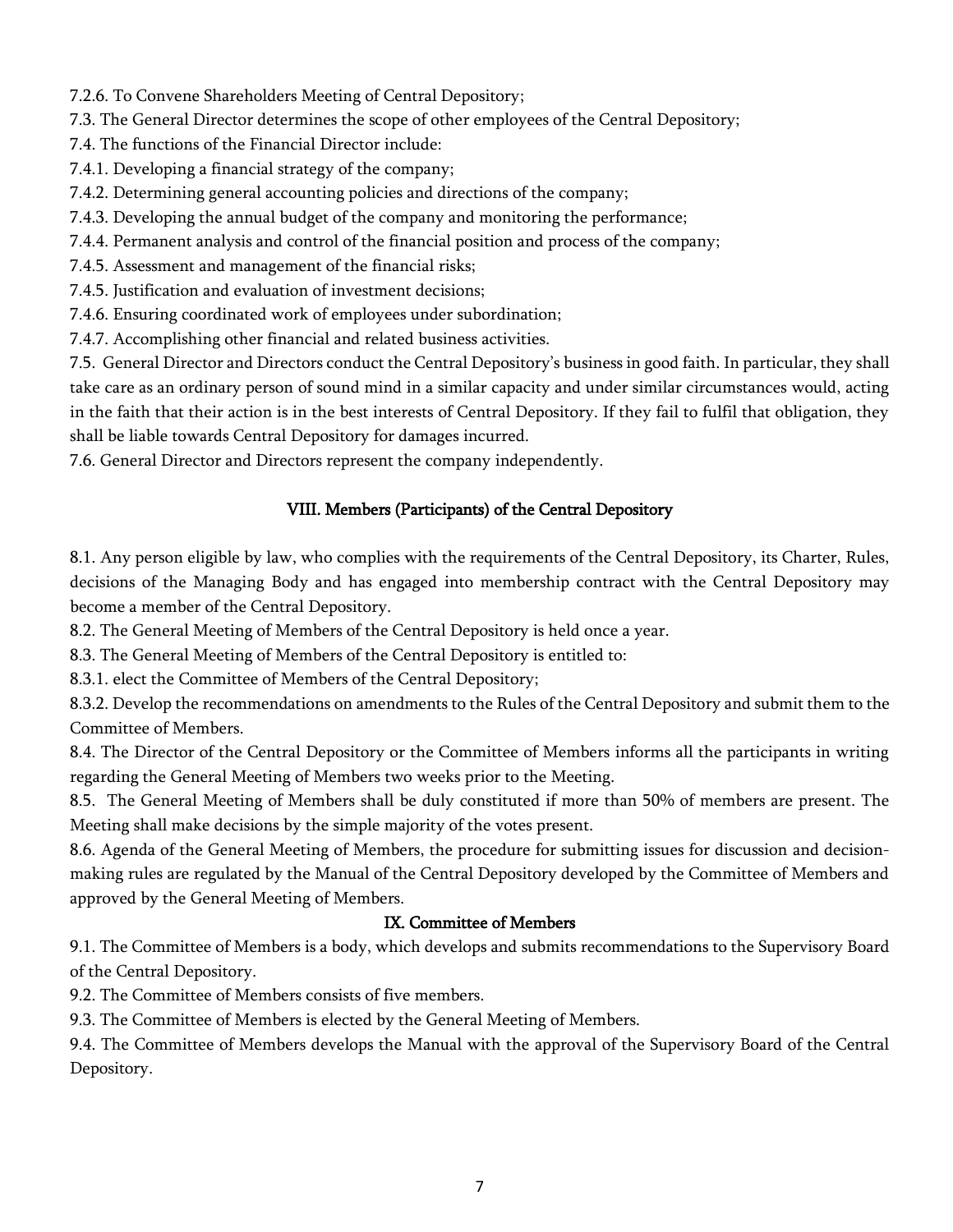7.2.6. To Convene Shareholders Meeting of Central Depository;

7.3. The General Director determines the scope of other employees of the Central Depository;

7.4. The functions of the Financial Director include:

7.4.1. Developing a financial strategy of the company;

7.4.2. Determining general accounting policies and directions of the company;

7.4.3. Developing the annual budget of the company and monitoring the performance;

7.4.4. Permanent analysis and control of the financial position and process of the company;

7.4.5. Assessment and management of the financial risks;

7.4.5. Justification and evaluation of investment decisions;

7.4.6. Ensuring coordinated work of employees under subordination;

7.4.7. Accomplishing other financial and related business activities.

7.5. General Director and Directors conduct the Central Depository's business in good faith. In particular, they shall take care as an ordinary person of sound mind in a similar capacity and under similar circumstances would, acting in the faith that their action is in the best interests of Central Depository. If they fail to fulfil that obligation, they shall be liable towards Central Depository for damages incurred.

7.6. General Director and Directors represent the company independently.

## VIII. Members (Participants) of the Central Depository

8.1. Any person eligible by law, who complies with the requirements of the Central Depository, its Charter, Rules, decisions of the Managing Body and has engaged into membership contract with the Central Depository may become a member of the Central Depository.

8.2. The General Meeting of Members of the Central Depository is held once a year.

8.3. The General Meeting of Members of the Central Depository is entitled to:

8.3.1. elect the Committee of Members of the Central Depository;

8.3.2. Develop the recommendations on amendments to the Rules of the Central Depository and submit them to the Committee of Members.

8.4. The Director of the Central Depository or the Committee of Members informs all the participants in writing regarding the General Meeting of Members two weeks prior to the Meeting.

8.5. The General Meeting of Members shall be duly constituted if more than 50% of members are present. The Meeting shall make decisions by the simple majority of the votes present.

8.6. Agenda of the General Meeting of Members, the procedure for submitting issues for discussion and decision-making rules are regulated by the Manual of the Central Depository developed by the Committee of Members and approved by the General Meeting of Members.

## IX. Committee of Members

9.1. The Committee of Members is a body, which develops and submits recommendations to the Supervisory Board of the Central Depository.

9.2. The Committee of Members consists of five members.

9.3. The Committee of Members is elected by the General Meeting of Members.

9.4. The Committee of Members develops the Manual with the approval of the Supervisory Board of the Central Depository.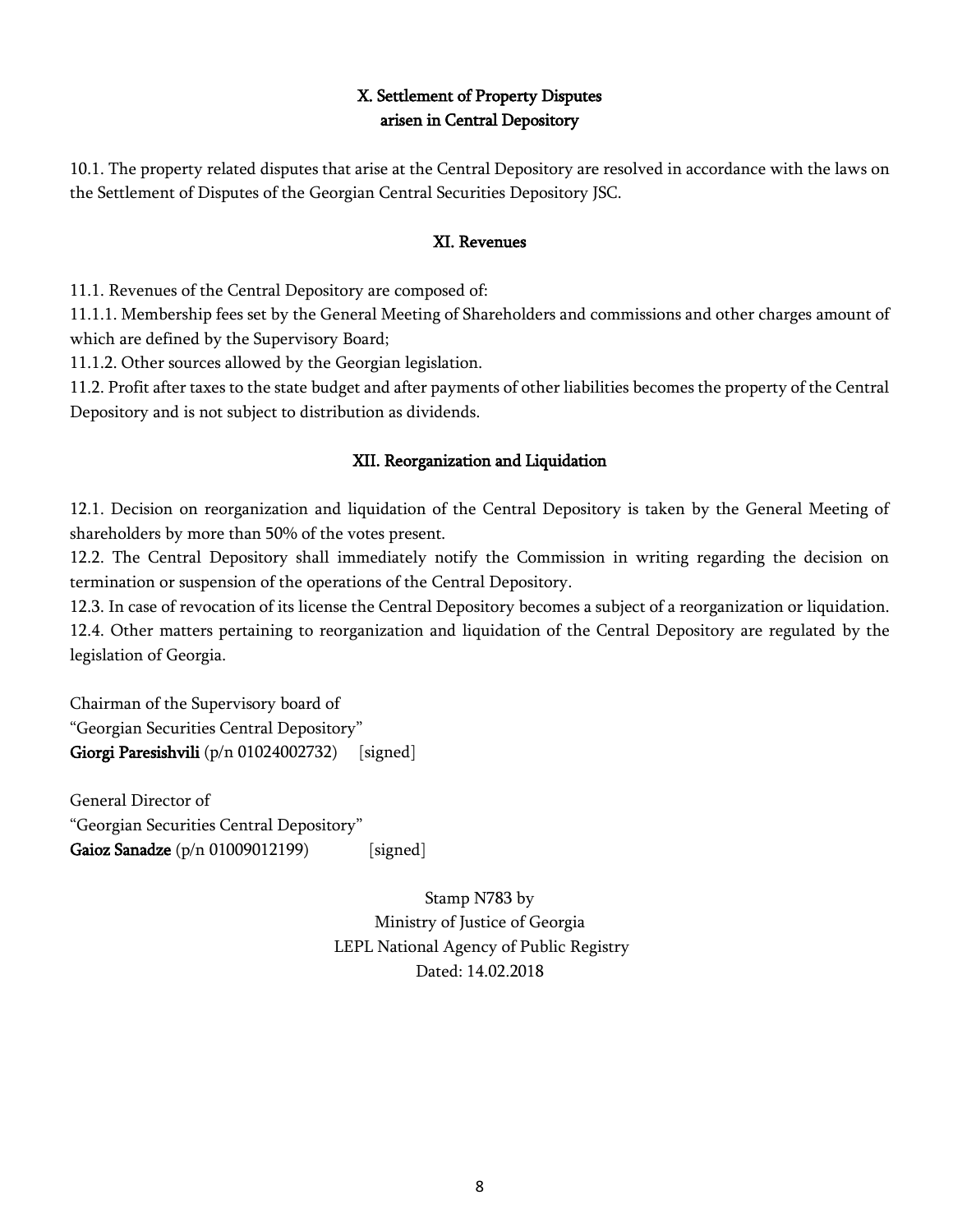## X. Settlement of Property Disputes arisen in Central Depository

10.1. The property related disputes that arise at the Central Depository are resolved in accordance with the laws on the Settlement of Disputes of the Georgian Central Securities Depository JSC.

## XI. Revenues

11.1. Revenues of the Central Depository are composed of:

11.1.1. Membership fees set by the General Meeting of Shareholders and commissions and other charges amount of which are defined by the Supervisory Board;

11.1.2. Other sources allowed by the Georgian legislation.

11.2. Profit after taxes to the state budget and after payments of other liabilities becomes the property of the Central Depository and is not subject to distribution as dividends.

## XII. Reorganization and Liquidation

12.1. Decision on reorganization and liquidation of the Central Depository is taken by the General Meeting of shareholders by more than 50% of the votes present.

12.2. The Central Depository shall immediately notify the Commission in writing regarding the decision on termination or suspension of the operations of the Central Depository.

12.3. In case of revocation of its license the Central Depository becomes a subject of a reorganization or liquidation.

12.4. Other matters pertaining to reorganization and liquidation of the Central Depository are regulated by the legislation of Georgia.

Chairman of the Supervisory board of
"Georgian Securities Central Depository"
**Giorgi Paresishvili** (p/n 01024002732) [signed]

General Director of
"Georgian Securities Central Depository"
**Gaioz Sanadze** (p/n 01009012199) [signed]

Stamp N783 by
Ministry of Justice of Georgia
LEPL National Agency of Public Registry
Dated: 14.02.2018